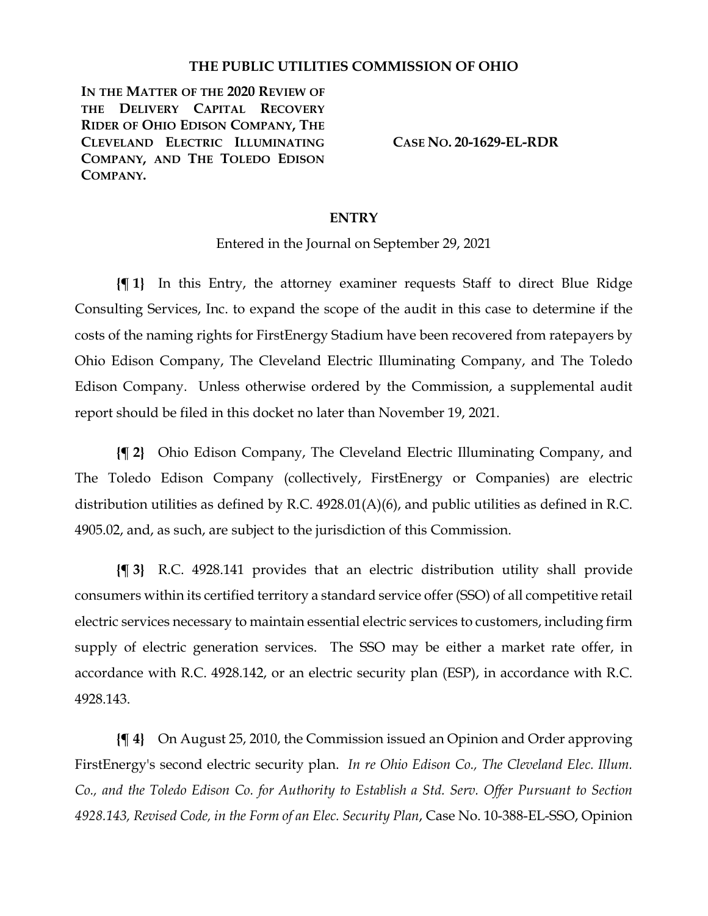# THE PUBLIC UTILITIES COMMISSION OF OHIO

**IN THE MATTER OF THE 2020 REVIEW OF THE DELIVERY CAPITAL RECOVERY RIDER OF OHIO EDISON COMPANY, THE CLEVELAND ELECTRIC ILLUMINATING COMPANY, AND THE TOLEDO EDISON COMPANY.**

**CASE NO. 20-1629-EL-RDR**

## ENTRY

Entered in the Journal on September 29, 2021

**{¶ 1}** In this Entry, the attorney examiner requests Staff to direct Blue Ridge Consulting Services, Inc. to expand the scope of the audit in this case to determine if the costs of the naming rights for FirstEnergy Stadium have been recovered from ratepayers by Ohio Edison Company, The Cleveland Electric Illuminating Company, and The Toledo Edison Company. Unless otherwise ordered by the Commission, a supplemental audit report should be filed in this docket no later than November 19, 2021.

**{¶ 2}** Ohio Edison Company, The Cleveland Electric Illuminating Company, and The Toledo Edison Company (collectively, FirstEnergy or Companies) are electric distribution utilities as defined by R.C. 4928.01(A)(6), and public utilities as defined in R.C. 4905.02, and, as such, are subject to the jurisdiction of this Commission.

**{¶ 3}** R.C. 4928.141 provides that an electric distribution utility shall provide consumers within its certified territory a standard service offer (SSO) of all competitive retail electric services necessary to maintain essential electric services to customers, including firm supply of electric generation services. The SSO may be either a market rate offer, in accordance with R.C. 4928.142, or an electric security plan (ESP), in accordance with R.C. 4928.143.

**{¶ 4}** On August 25, 2010, the Commission issued an Opinion and Order approving FirstEnergy's second electric security plan. *In re Ohio Edison Co., The Cleveland Elec. Illum. Co., and the Toledo Edison Co. for Authority to Establish a Std. Serv. Offer Pursuant to Section 4928.143, Revised Code, in the Form of an Elec. Security Plan*, Case No. 10-388-EL-SSO, Opinion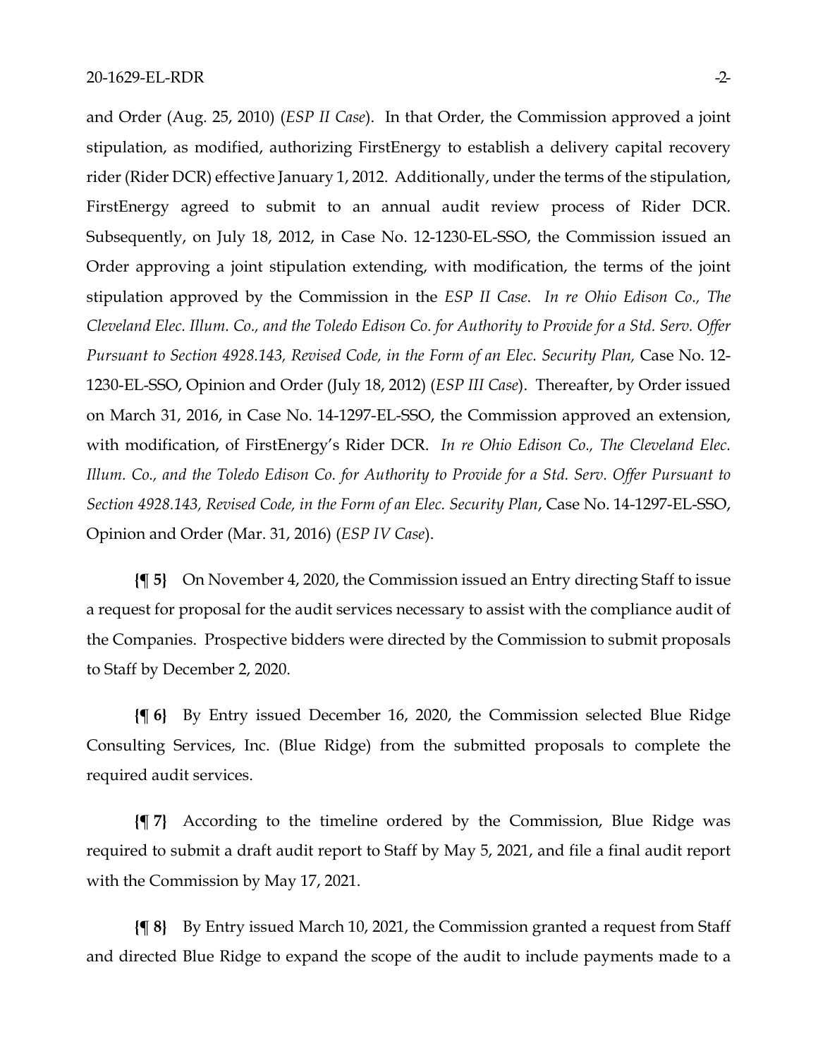and Order (Aug. 25, 2010) (*ESP II Case*). In that Order, the Commission approved a joint stipulation, as modified, authorizing FirstEnergy to establish a delivery capital recovery rider (Rider DCR) effective January 1, 2012. Additionally, under the terms of the stipulation, FirstEnergy agreed to submit to an annual audit review process of Rider DCR. Subsequently, on July 18, 2012, in Case No. 12-1230-EL-SSO, the Commission issued an Order approving a joint stipulation extending, with modification, the terms of the joint stipulation approved by the Commission in the *ESP II Case*. *In re Ohio Edison Co., The Cleveland Elec. Illum. Co., and the Toledo Edison Co. for Authority to Provide for a Std. Serv. Offer Pursuant to Section 4928.143, Revised Code, in the Form of an Elec. Security Plan,* Case No. 12-1230-EL-SSO, Opinion and Order (July 18, 2012) (*ESP III Case*). Thereafter, by Order issued on March 31, 2016, in Case No. 14-1297-EL-SSO, the Commission approved an extension, with modification, of FirstEnergy's Rider DCR. *In re Ohio Edison Co., The Cleveland Elec. Illum. Co., and the Toledo Edison Co. for Authority to Provide for a Std. Serv. Offer Pursuant to Section 4928.143, Revised Code, in the Form of an Elec. Security Plan*, Case No. 14-1297-EL-SSO, Opinion and Order (Mar. 31, 2016) (*ESP IV Case*).

**{¶ 5}** On November 4, 2020, the Commission issued an Entry directing Staff to issue a request for proposal for the audit services necessary to assist with the compliance audit of the Companies. Prospective bidders were directed by the Commission to submit proposals to Staff by December 2, 2020.

**{¶ 6}** By Entry issued December 16, 2020, the Commission selected Blue Ridge Consulting Services, Inc. (Blue Ridge) from the submitted proposals to complete the required audit services.

**{¶ 7}** According to the timeline ordered by the Commission, Blue Ridge was required to submit a draft audit report to Staff by May 5, 2021, and file a final audit report with the Commission by May 17, 2021.

**{¶ 8}** By Entry issued March 10, 2021, the Commission granted a request from Staff and directed Blue Ridge to expand the scope of the audit to include payments made to a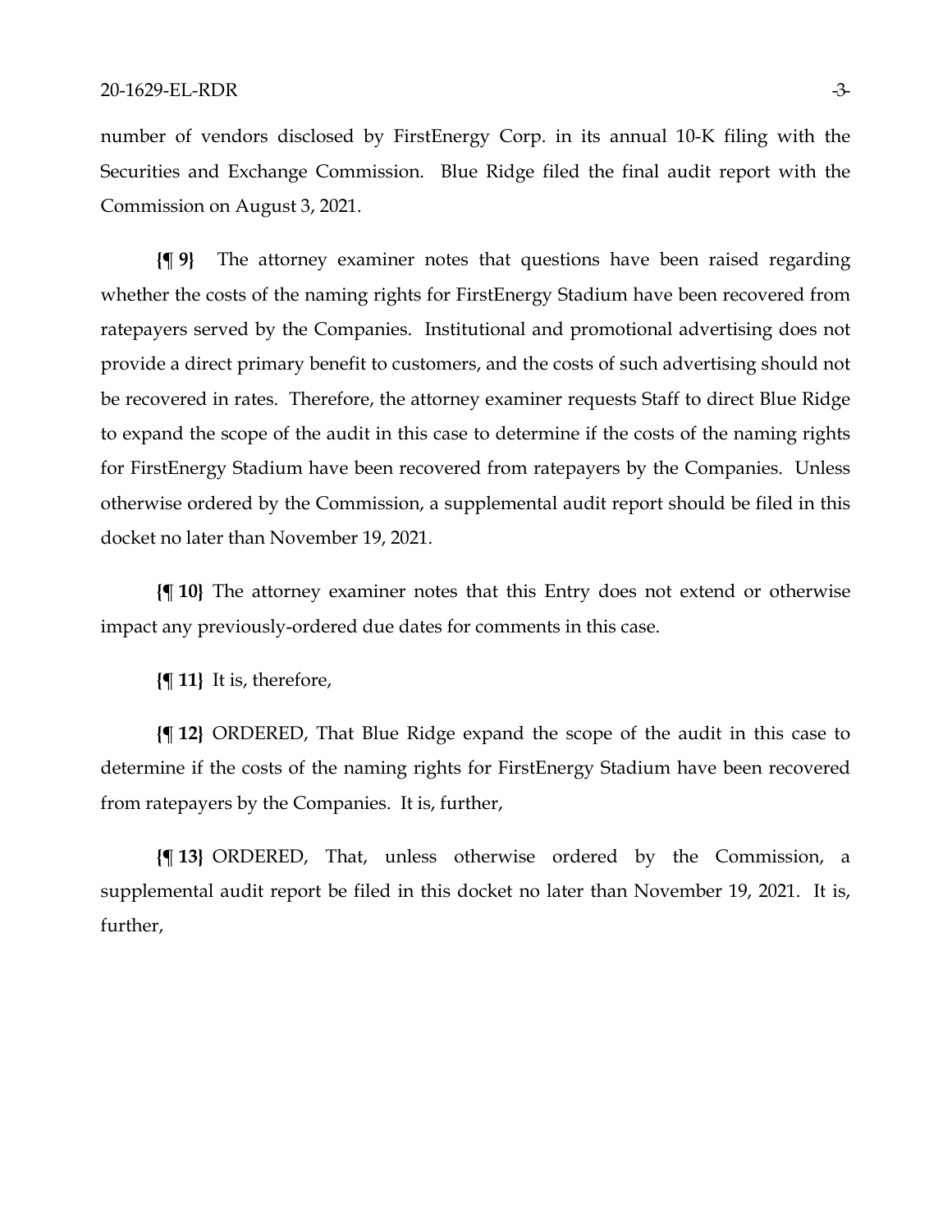number of vendors disclosed by FirstEnergy Corp. in its annual 10-K filing with the Securities and Exchange Commission. Blue Ridge filed the final audit report with the Commission on August 3, 2021.

**{¶ 9}** The attorney examiner notes that questions have been raised regarding whether the costs of the naming rights for FirstEnergy Stadium have been recovered from ratepayers served by the Companies. Institutional and promotional advertising does not provide a direct primary benefit to customers, and the costs of such advertising should not be recovered in rates. Therefore, the attorney examiner requests Staff to direct Blue Ridge to expand the scope of the audit in this case to determine if the costs of the naming rights for FirstEnergy Stadium have been recovered from ratepayers by the Companies. Unless otherwise ordered by the Commission, a supplemental audit report should be filed in this docket no later than November 19, 2021.

**{¶ 10}** The attorney examiner notes that this Entry does not extend or otherwise impact any previously-ordered due dates for comments in this case.

**{¶ 11}** It is, therefore,

**{¶ 12}** ORDERED, That Blue Ridge expand the scope of the audit in this case to determine if the costs of the naming rights for FirstEnergy Stadium have been recovered from ratepayers by the Companies. It is, further,

**{¶ 13}** ORDERED, That, unless otherwise ordered by the Commission, a supplemental audit report be filed in this docket no later than November 19, 2021. It is, further,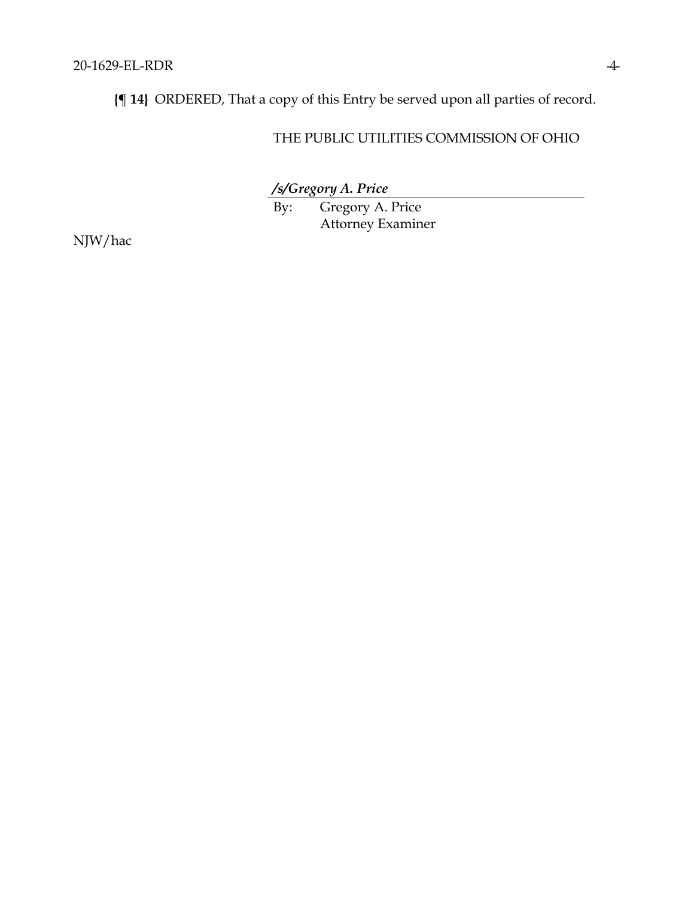**{¶ 14}** ORDERED, That a copy of this Entry be served upon all parties of record.

THE PUBLIC UTILITIES COMMISSION OF OHIO

***/s/Gregory A. Price***

By: Gregory A. Price
Attorney Examiner

NJW/hac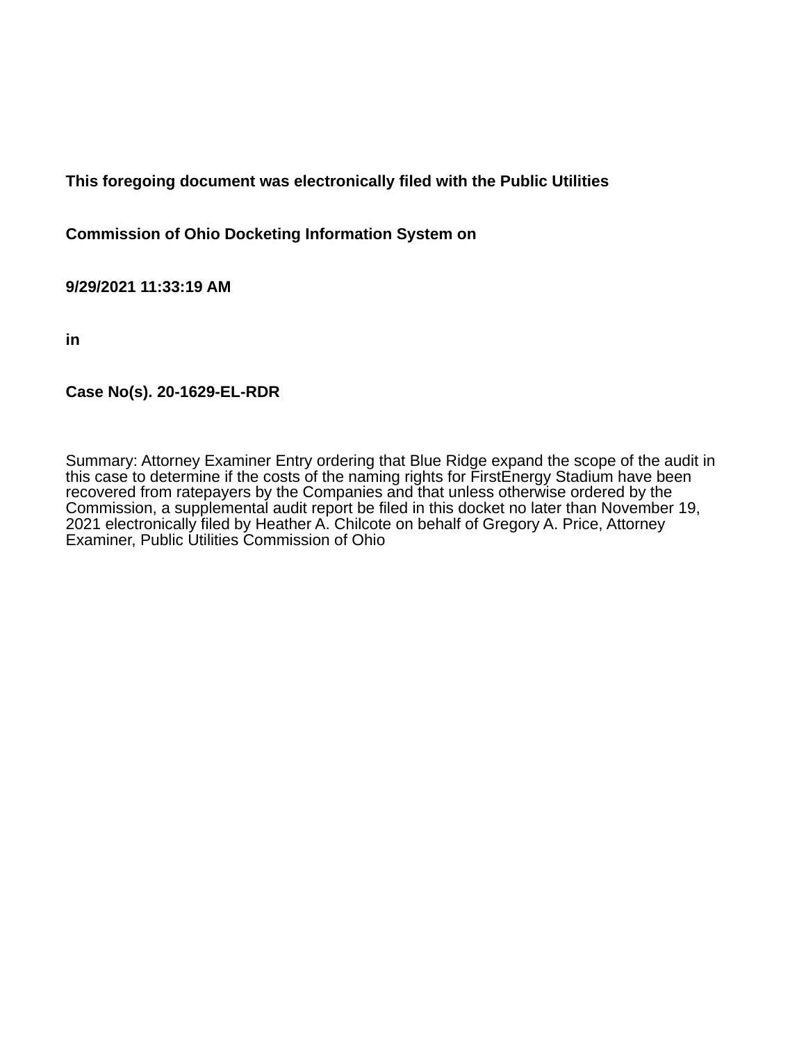**This foregoing document was electronically filed with the Public Utilities**

**Commission of Ohio Docketing Information System on**

**9/29/2021 11:33:19 AM**

**in**

**Case No(s). 20-1629-EL-RDR**

Summary: Attorney Examiner Entry ordering that Blue Ridge expand the scope of the audit in this case to determine if the costs of the naming rights for FirstEnergy Stadium have been recovered from ratepayers by the Companies and that unless otherwise ordered by the Commission, a supplemental audit report be filed in this docket no later than November 19, 2021 electronically filed by Heather A. Chilcote on behalf of Gregory A. Price, Attorney Examiner, Public Utilities Commission of Ohio